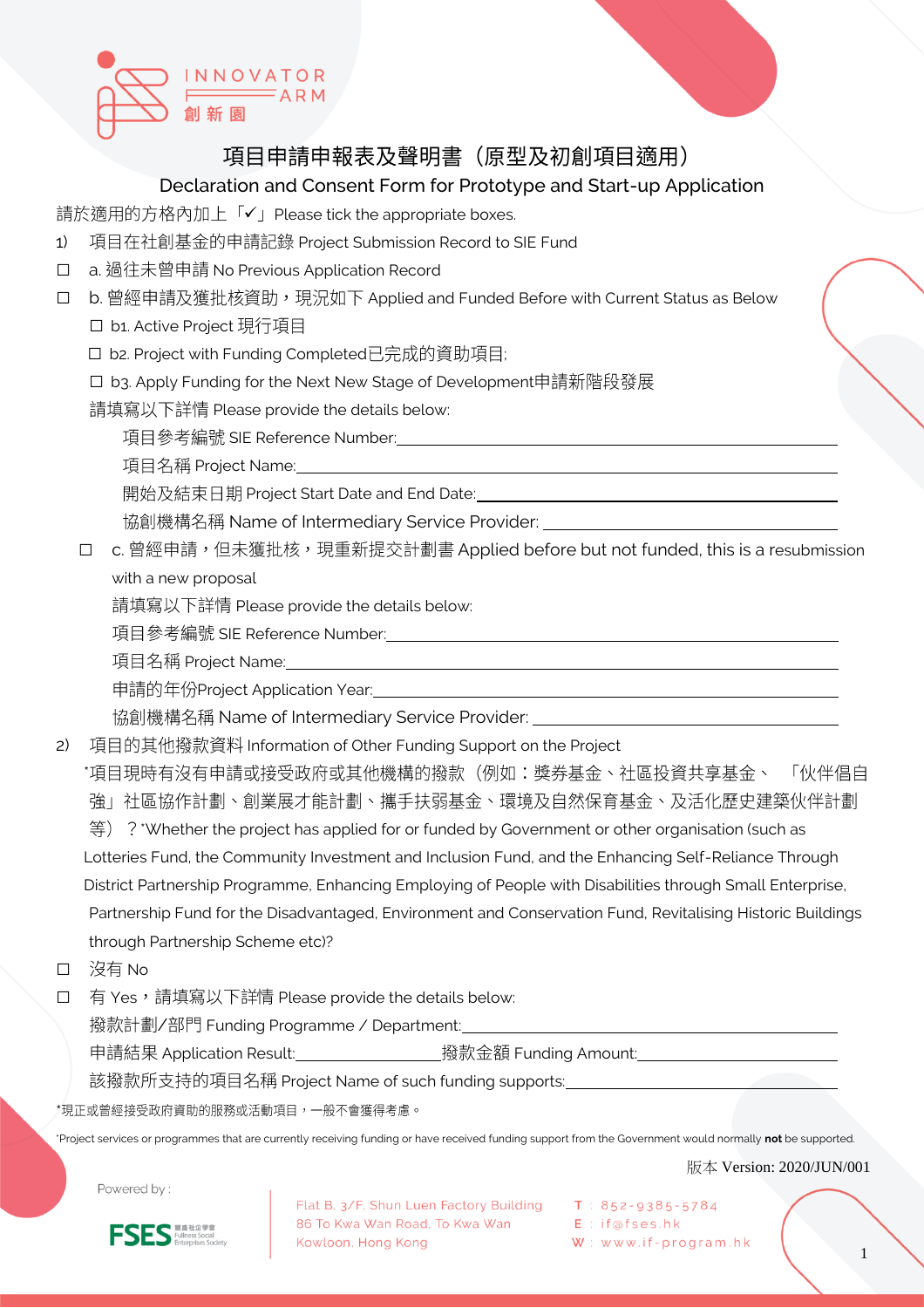# 項目申請申報表及聲明書（原型及初創項目適用）

## Declaration and Consent Form for Prototype and Start-up Application

請於適用的方格內加上「✓」Please tick the appropriate boxes.

1) 項目在社創基金的申請記錄 Project Submission Record to SIE Fund

☐ a. 過往未曾申請 No Previous Application Record

☐ b. 曾經申請及獲批核資助，現況如下 Applied and Funded Before with Current Status as Below

  ☐ b1. Active Project 現行項目

  ☐ b2. Project with Funding Completed已完成的資助項目;

  ☐ b3. Apply Funding for the Next New Stage of Development申請新階段發展

  請填寫以下詳情 Please provide the details below:

  項目參考編號 SIE Reference Number:______________________________

  項目名稱 Project Name:______________________________

  開始及結束日期 Project Start Date and End Date:______________________________

  協創機構名稱 Name of Intermediary Service Provider: ______________________________

☐ c. 曾經申請，但未獲批核，現重新提交計劃書 Applied before but not funded, this is a resubmission with a new proposal

  請填寫以下詳情 Please provide the details below:

  項目參考編號 SIE Reference Number:______________________________

  項目名稱 Project Name:______________________________

  申請的年份Project Application Year:______________________________

  協創機構名稱 Name of Intermediary Service Provider: ______________________________

2) 項目的其他撥款資料 Information of Other Funding Support on the Project

*項目現時有沒有申請或接受政府或其他機構的撥款（例如：獎券基金、社區投資共享基金、「伙伴倡自強」社區協作計劃、創業展才能計劃、攜手扶弱基金、環境及自然保育基金、及活化歷史建築伙伴計劃等）？*Whether the project has applied for or funded by Government or other organisation (such as Lotteries Fund, the Community Investment and Inclusion Fund, and the Enhancing Self-Reliance Through District Partnership Programme, Enhancing Employing of People with Disabilities through Small Enterprise, Partnership Fund for the Disadvantaged, Environment and Conservation Fund, Revitalising Historic Buildings through Partnership Scheme etc)?

☐ 沒有 No

☐ 有 Yes，請填寫以下詳情 Please provide the details below:

撥款計劃/部門 Funding Programme / Department:______________________________

申請結果 Application Result:__________________撥款金額 Funding Amount:__________________

該撥款所支持的項目名稱 Project Name of such funding supports:______________________________

*現正或曾經接受政府資助的服務或活動項目，一般不會獲得考慮。

*Project services or programmes that are currently receiving funding or have received funding support from the Government would normally **not** be supported.

版本 Version: 2020/JUN/001

Powered by : FSES 豐盛社企學會 Fullness Social Enterprises Society

Flat B, 3/F, Shun Luen Factory Building
86 To Kwa Wan Road, To Kwa Wan
Kowloon, Hong Kong

T : 852-9385-5784
E : if@fses.hk
W : www.if-program.hk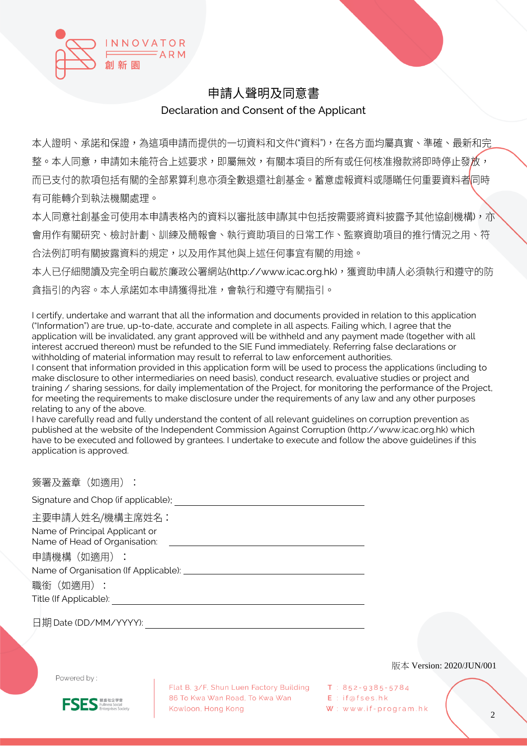INNOVATOR ARM 創新園

# 申請人聲明及同意書

## Declaration and Consent of the Applicant

本人證明、承諾和保證，為這項申請而提供的一切資料和文件("資料")，在各方面均屬真實、準確、最新和完整。本人同意，申請如未能符合上述要求，即屬無效，有關本項目的所有或任何核准撥款將即時停止發放，而已支付的款項包括有關的全部累算利息亦須全數退還社創基金。蓄意虛報資料或隱瞞任何重要資料者同時有可能轉介到執法機關處理。

本人同意社創基金可使用本申請表格內的資料以審批該申請(其中包括按需要將資料披露予其他協創機構)，亦會用作有關研究、檢討計劃、訓練及簡報會、執行資助項目的日常工作、監察資助項目的推行情況之用、符合法例訂明有關披露資料的規定，以及用作其他與上述任何事宜有關的用途。

本人已仔細閱讀及完全明白載於廉政公署網站(http://www.icac.org.hk)，獲資助申請人必須執行和遵守的防貪指引的內容。本人承諾如本申請獲得批准，會執行和遵守有關指引。

I certify, undertake and warrant that all the information and documents provided in relation to this application ("Information") are true, up-to-date, accurate and complete in all aspects. Failing which, I agree that the application will be invalidated, any grant approved will be withheld and any payment made (together with all interest accrued thereon) must be refunded to the SIE Fund immediately. Referring false declarations or withholding of material information may result to referral to law enforcement authorities.

I consent that information provided in this application form will be used to process the applications (including to make disclosure to other intermediaries on need basis), conduct research, evaluative studies or project and training / sharing sessions, for daily implementation of the Project, for monitoring the performance of the Project, for meeting the requirements to make disclosure under the requirements of any law and any other purposes relating to any of the above.

I have carefully read and fully understand the content of all relevant guidelines on corruption prevention as published at the website of the Independent Commission Against Corruption (http://www.icac.org.hk) which have to be executed and followed by grantees. I undertake to execute and follow the above guidelines if this application is approved.

簽署及蓋章（如適用）：
Signature and Chop (if applicable): ______________________

主要申請人姓名/機構主席姓名：
Name of Principal Applicant or
Name of Head of Organisation: ______________________

申請機構（如適用）：
Name of Organisation (If Applicable): ______________________

職銜（如適用）：
Title (If Applicable): ______________________

日期 Date (DD/MM/YYYY): ______________________

版本 Version: 2020/JUN/001

Powered by: FSES 豐盛社企學會 Fullness Social Enterprises Society

Flat B, 3/F, Shun Luen Factory Building
86 To Kwa Wan Road, To Kwa Wan
Kowloon, Hong Kong

T: 852-9385-5784
E: if@fses.hk
W: www.if-program.hk